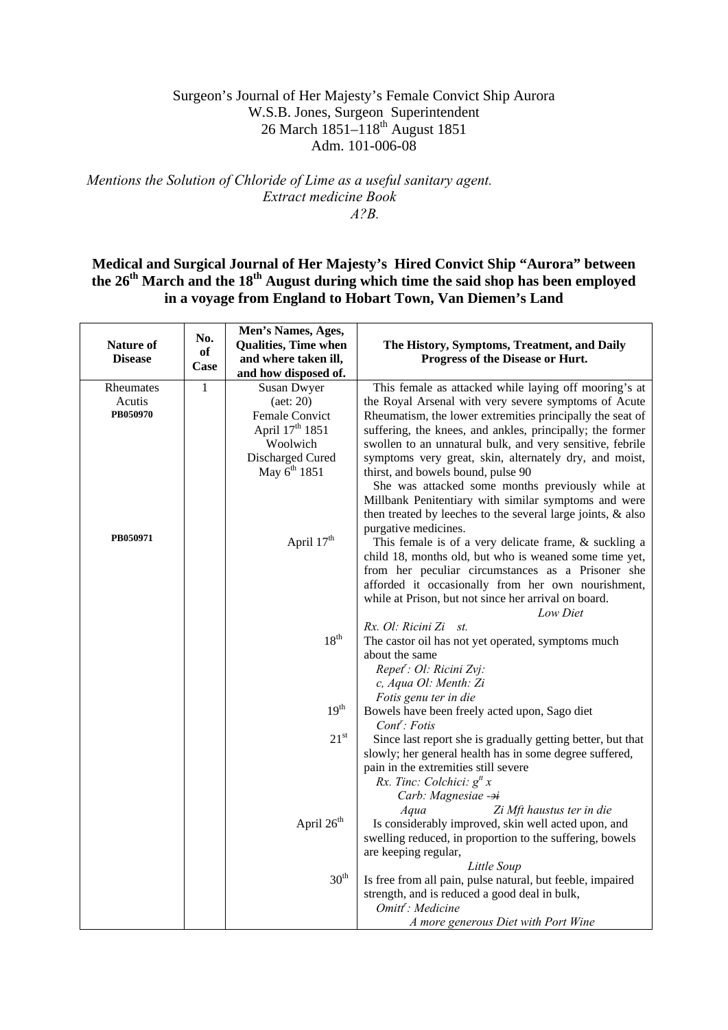Surgeon's Journal of Her Majesty's Female Convict Ship Aurora
W.S.B. Jones, Surgeon Superintendent
26 March 1851–118th August 1851
Adm. 101-006-08

*Mentions the Solution of Chloride of Lime as a useful sanitary agent.*
*Extract medicine Book*
*A?B.*

**Medical and Surgical Journal of Her Majesty's Hired Convict Ship "Aurora" between the 26th March and the 18th August during which time the said shop has been employed in a voyage from England to Hobart Town, Van Diemen's Land**

| Nature of Disease | No. of Case | Men's Names, Ages, Qualities, Time when and where taken ill, and how disposed of. | The History, Symptoms, Treatment, and Daily Progress of the Disease or Hurt. |
|---|---|---|---|
| Rheumates Acutis **PB050970** | 1 | Susan Dwyer (aet: 20) Female Convict April 17th 1851 Woolwich Discharged Cured May 6th 1851 | This female as attacked while laying off mooring's at the Royal Arsenal with very severe symptoms of Acute Rheumatism, the lower extremities principally the seat of suffering, the knees, and ankles, principally; the former swollen to an unnatural bulk, and very sensitive, febrile symptoms very great, skin, alternately dry, and moist, thirst, and bowels bound, pulse 90<br>She was attacked some months previously while at Millbank Penitentiary with similar symptoms and were then treated by leeches to the several large joints, & also purgative medicines. |
| **PB050971** | | April 17th | This female is of a very delicate frame, & suckling a child 18, months old, but who is weaned some time yet, from her peculiar circumstances as a Prisoner she afforded it occasionally from her own nourishment, while at Prison, but not since her arrival on board.<br>*Low Diet*<br>*Rx. Ol: Ricini Zi st.* |
| | | 18th | The castor oil has not yet operated, symptoms much about the same<br>*Repetr: Ol: Ricini Zvj:*<br>*c, Aqua Ol: Menth: Zi*<br>*Fotis genu ter in die* |
| | | 19th | Bowels have been freely acted upon, Sago diet<br>*Contr: Fotis* |
| | | 21st | Since last report she is gradually getting better, but that slowly; her general health has in some degree suffered, pain in the extremities still severe<br>*Rx. Tinc: Colchici: gtt x*<br>*Carb: Magnesiae ~~Эi~~*<br>*Aqua Zi Mft haustus ter in die* |
| | | April 26th | Is considerably improved, skin well acted upon, and swelling reduced, in proportion to the suffering, bowels are keeping regular,<br>*Little Soup* |
| | | 30th | Is free from all pain, pulse natural, but feeble, impaired strength, and is reduced a good deal in bulk,<br>*Omittr: Medicine*<br>*A more generous Diet with Port Wine* |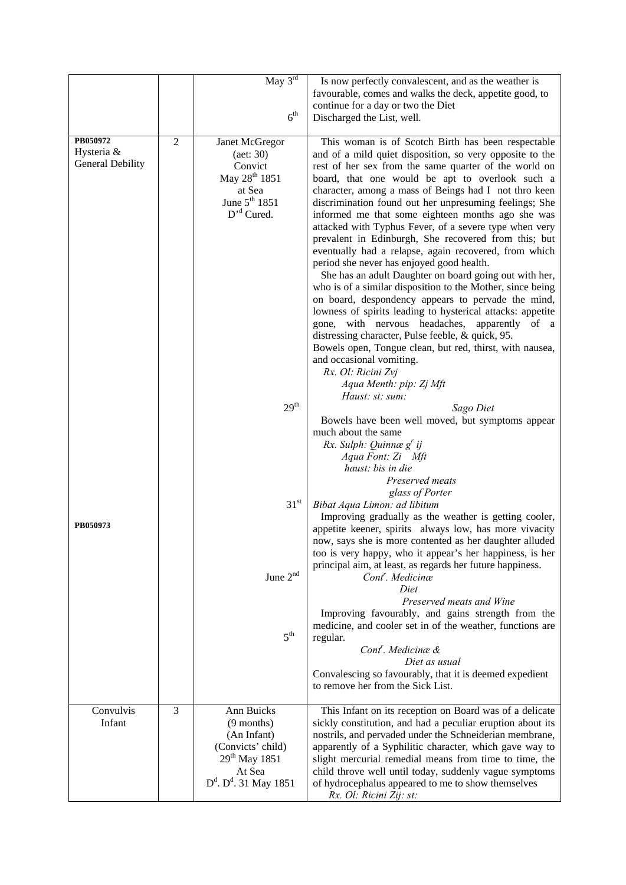| | | | |
|---|---|---|---|
| | | May 3[rd]<br><br>6[th] | Is now perfectly convalescent, and as the weather is favourable, comes and walks the deck, appetite good, to continue for a day or two the Diet<br>Discharged the List, well. |
| **PB050972**<br>Hysteria &<br>General Debility<br><br><br><br><br><br><br><br><br><br><br><br><br><br><br><br><br><br><br><br>**PB050973** | 2 | Janet McGregor<br>(aet: 30)<br>Convict<br>May 28[th] 1851<br>at Sea<br>June 5[th] 1851<br>D'[d] Cured.<br><br><br><br><br><br><br><br><br><br><br><br><br><br>29[th]<br><br><br><br><br><br><br><br>31[st]<br><br><br><br><br>June 2[nd]<br><br><br><br><br>5[th] | This woman is of Scotch Birth has been respectable and of a mild quiet disposition, so very opposite to the rest of her sex from the same quarter of the world on board, that one would be apt to overlook such a character, among a mass of Beings had I not thro keen discrimination found out her unpresuming feelings; She informed me that some eighteen months ago she was attacked with Typhus Fever, of a severe type when very prevalent in Edinburgh, She recovered from this; but eventually had a relapse, again recovered, from which period she never has enjoyed good health.<br>She has an adult Daughter on board going out with her, who is of a similar disposition to the Mother, since being on board, despondency appears to pervade the mind, lowness of spirits leading to hysterical attacks: appetite gone, with nervous headaches, apparently of a distressing character, Pulse feeble, & quick, 95.<br>Bowels open, Tongue clean, but red, thirst, with nausea, and occasional vomiting.<br>*Rx. Ol: Ricini Ʒvj*<br>*Aqua Menth: pip: Ʒj Mft*<br>*Haust: st: sum:*<br>*Sago Diet*<br>Bowels have been well moved, but symptoms appear much about the same<br>*Rx. Sulph: Quinnæ g[r] ij*<br>*Aqua Font: Ʒi Mft*<br>*haust: bis in die*<br>*Preserved meats*<br>*glass of Porter*<br>*Bibat Aqua Limon: ad libitum*<br>Improving gradually as the weather is getting cooler, appetite keener, spirits always low, has more vivacity now, says she is more contented as her daughter alluded too is very happy, who it appear's her happiness, is her principal aim, at least, as regards her future happiness.<br>*Cont[r]. Medicinæ*<br>*Diet*<br>*Preserved meats and Wine*<br>Improving favourably, and gains strength from the medicine, and cooler set in of the weather, functions are regular.<br>*Cont[r]. Medicinæ &*<br>*Diet as usual*<br>Convalescing so favourably, that it is deemed expedient to remove her from the Sick List. |
| Convulvis<br>Infant | 3 | Ann Buicks<br>(9 months)<br>(An Infant)<br>(Convicts' child)<br>29[th] May 1851<br>At Sea<br>D[d]. D[d]. 31 May 1851 | This Infant on its reception on Board was of a delicate sickly constitution, and had a peculiar eruption about its nostrils, and pervaded under the Schneiderian membrane, apparently of a Syphilitic character, which gave way to slight mercurial remedial means from time to time, the child throve well until today, suddenly vague symptoms of hydrocephalus appeared to me to show themselves<br>*Rx. Ol: Ricini Ʒij: st:* |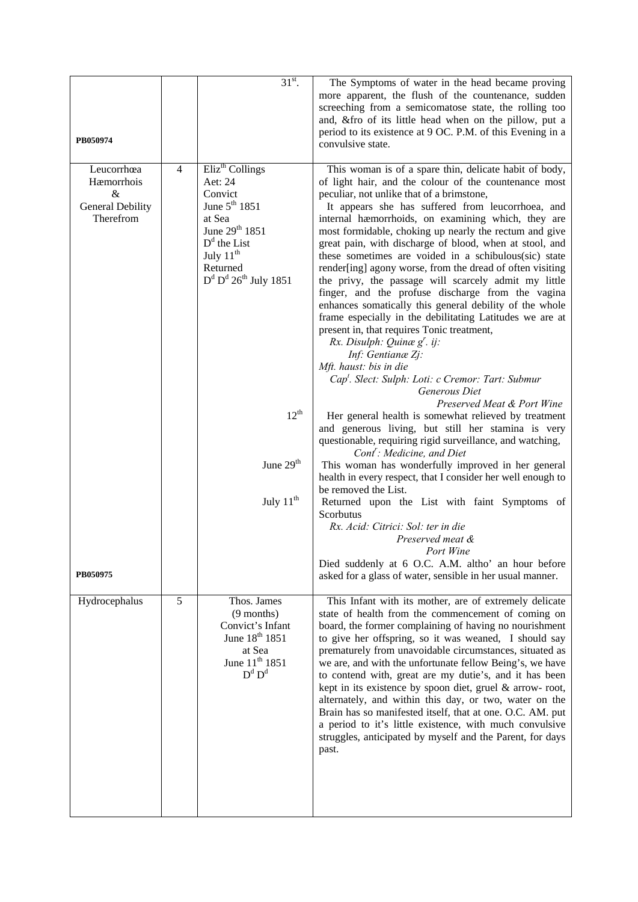| | | | |
|---|---|---|---|
| PB050974 | | 31[st]. | The Symptoms of water in the head became proving more apparent, the flush of the countenance, sudden screeching from a semicomatose state, the rolling too and, &fro of its little head when on the pillow, put a period to its existence at 9 OC. P.M. of this Evening in a convulsive state. |
| Leucorrhœa Hæmorrhois & General Debility Therefrom | 4 | Eliz[th] Collings<br>Aet: 24<br>Convict<br>June 5[th] 1851<br>at Sea<br>June 29[th] 1851<br>D[d] the List<br>July 11[th]<br>Returned<br>D[d] D[d] 26[th] July 1851 | This woman is of a spare thin, delicate habit of body, of light hair, and the colour of the countenance most peculiar, not unlike that of a brimstone,<br>It appears she has suffered from leucorrhoea, and internal hæmorrhoids, on examining which, they are most formidable, choking up nearly the rectum and give great pain, with discharge of blood, when at stool, and these sometimes are voided in a schibulous(sic) state render[ing] agony worse, from the dread of often visiting the privy, the passage will scarcely admit my little finger, and the profuse discharge from the vagina enhances somatically this general debility of the whole frame especially in the debilitating Latitudes we are at present in, that requires Tonic treatment,<br>*Rx. Disulph: Quinæ g[r]. ij:*<br>*Inf: Gentianæ Zj:*<br>*Mft. haust: bis in die*<br>*Cap[t]. Slect: Sulph: Loti: c Cremor: Tart: Submur*<br>*Generous Diet*<br>*Preserved Meat & Port Wine* |
| | | 12[th] | Her general health is somewhat relieved by treatment and generous living, but still her stamina is very questionable, requiring rigid surveillance, and watching,<br>*Cont[r]: Medicine, and Diet* |
| | | June 29[th] | This woman has wonderfully improved in her general health in every respect, that I consider her well enough to be removed the List. |
| PB050975 | | July 11[th] | Returned upon the List with faint Symptoms of Scorbutus<br>*Rx. Acid: Citrici: Sol: ter in die*<br>*Preserved meat &*<br>*Port Wine*<br>Died suddenly at 6 O.C. A.M. altho' an hour before asked for a glass of water, sensible in her usual manner. |
| Hydrocephalus | 5 | Thos. James<br>(9 months)<br>Convict's Infant<br>June 18[th] 1851<br>at Sea<br>June 11[th] 1851<br>D[d] D[d] | This Infant with its mother, are of extremely delicate state of health from the commencement of coming on board, the former complaining of having no nourishment to give her offspring, so it was weaned, I should say prematurely from unavoidable circumstances, situated as we are, and with the unfortunate fellow Being's, we have to contend with, great are my dutie's, and it has been kept in its existence by spoon diet, gruel & arrow- root, alternately, and within this day, or two, water on the Brain has so manifested itself, that at one. O.C. AM. put a period to it's little existence, with much convulsive struggles, anticipated by myself and the Parent, for days past. |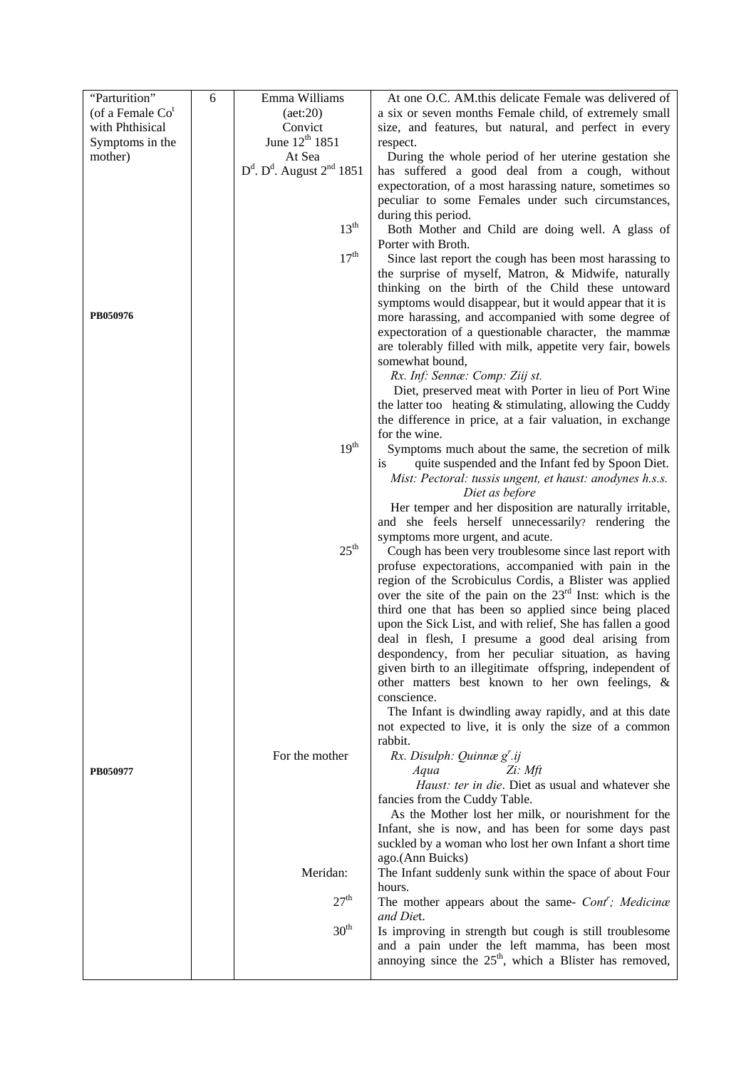| | | | |
|---|---|---|---|
| "Parturition" (of a Female Co[t] with Phthisical Symptoms in the mother) | 6 | Emma Williams (aet:20) Convict June 12[th] 1851 At Sea D[d]. D[d]. August 2[nd] 1851 | At one O.C. AM.this delicate Female was delivered of a six or seven months Female child, of extremely small size, and features, but natural, and perfect in every respect. During the whole period of her uterine gestation she has suffered a good deal from a cough, without expectoration, of a most harassing nature, sometimes so peculiar to some Females under such circumstances, during this period. |
| | | 13[th] | Both Mother and Child are doing well. A glass of Porter with Broth. |
| PB050976 | | 17[th] | Since last report the cough has been most harassing to the surprise of myself, Matron, & Midwife, naturally thinking on the birth of the Child these untoward symptoms would disappear, but it would appear that it is more harassing, and accompanied with some degree of expectoration of a questionable character, the mammæ are tolerably filled with milk, appetite very fair, bowels somewhat bound, *Rx. Inf: Sennæ: Comp: Ziij st.* Diet, preserved meat with Porter in lieu of Port Wine the latter too heating & stimulating, allowing the Cuddy the difference in price, at a fair valuation, in exchange for the wine. |
| | | 19[th] | Symptoms much about the same, the secretion of milk is quite suspended and the Infant fed by Spoon Diet. *Mist: Pectoral: tussis ungent, et haust: anodynes h.s.s.* *Diet as before* Her temper and her disposition are naturally irritable, and she feels herself unnecessarily? rendering the symptoms more urgent, and acute. |
| | | 25[th] | Cough has been very troublesome since last report with profuse expectorations, accompanied with pain in the region of the Scrobiculus Cordis, a Blister was applied over the site of the pain on the 23[rd] Inst: which is the third one that has been so applied since being placed upon the Sick List, and with relief, She has fallen a good deal in flesh, I presume a good deal arising from despondency, from her peculiar situation, as having given birth to an illegitimate offspring, independent of other matters best known to her own feelings, & conscience. The Infant is dwindling away rapidly, and at this date not expected to live, it is only the size of a common rabbit. |
| PB050977 | | For the mother | *Rx. Disulph: Quinnæ g[r].ij* *Aqua Zi: Mft* *Haust: ter in die*. Diet as usual and whatever she fancies from the Cuddy Table. As the Mother lost her milk, or nourishment for the Infant, she is now, and has been for some days past suckled by a woman who lost her own Infant a short time ago.(Ann Buicks) |
| | | Meridan: | The Infant suddenly sunk within the space of about Four hours. |
| | | 27[th] | The mother appears about the same- *Cont[r]; Medicinæ and Diet*. |
| | | 30[th] | Is improving in strength but cough is still troublesome and a pain under the left mamma, has been most annoying since the 25[th], which a Blister has removed, |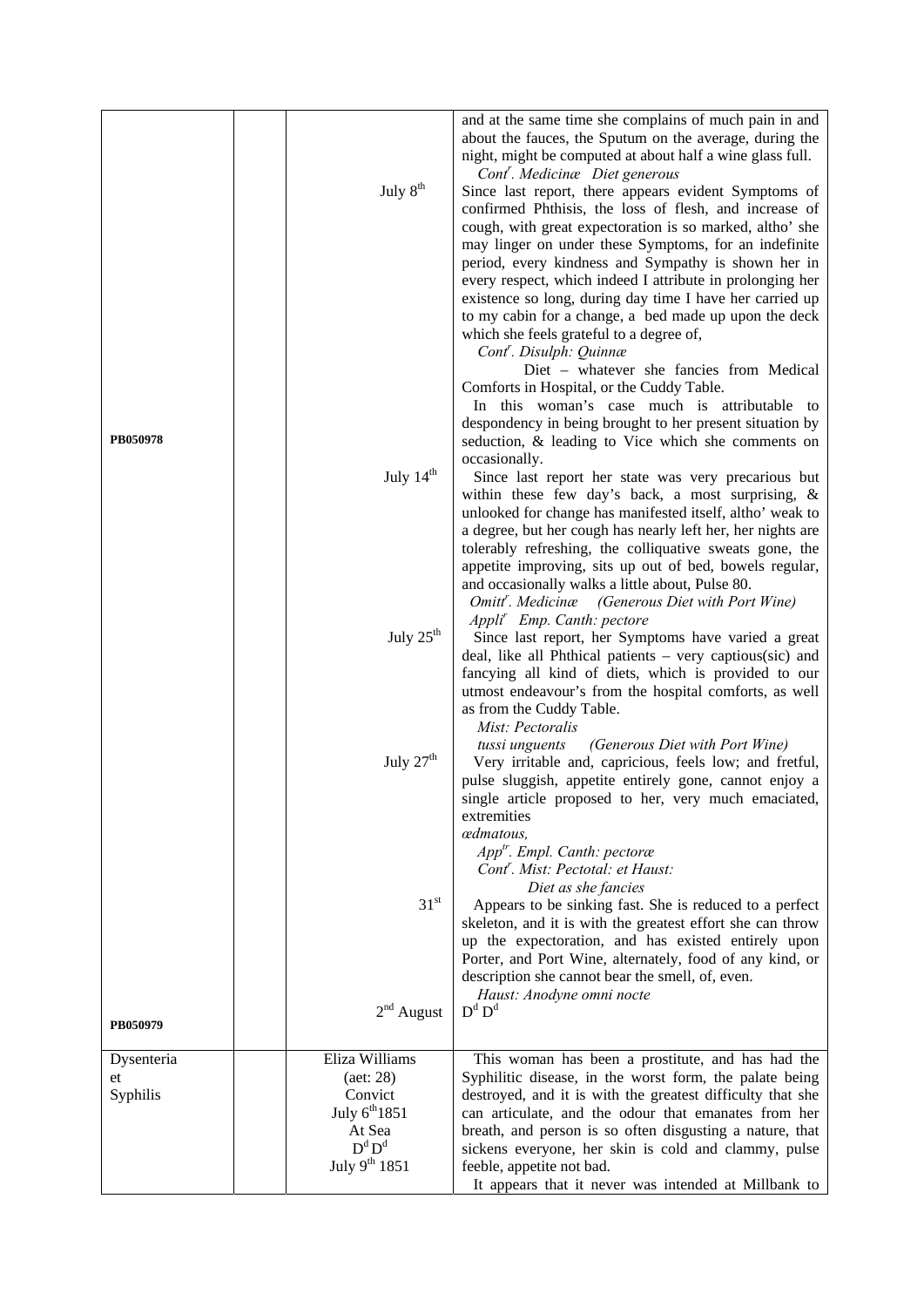| | | | |
|---|---|---|---|
| PB050978 | | | and at the same time she complains of much pain in and about the fauces, the Sputum on the average, during the night, might be computed at about half a wine glass full. *Cont<sup>r</sup>. Medicinæ Diet generous* |
| | | July 8th | Since last report, there appears evident Symptoms of confirmed Phthisis, the loss of flesh, and increase of cough, with great expectoration is so marked, altho' she may linger on under these Symptoms, for an indefinite period, every kindness and Sympathy is shown her in every respect, which indeed I attribute in prolonging her existence so long, during day time I have her carried up to my cabin for a change, a bed made up upon the deck which she feels grateful to a degree of, *Contr. Disulph: Quinnæ* Diet – whatever she fancies from Medical Comforts in Hospital, or the Cuddy Table. In this woman's case much is attributable to despondency in being brought to her present situation by seduction, & leading to Vice which she comments on occasionally. |
| | | July 14th | Since last report her state was very precarious but within these few day's back, a most surprising, & unlooked for change has manifested itself, altho' weak to a degree, but her cough has nearly left her, her nights are tolerably refreshing, the colliquative sweats gone, the appetite improving, sits up out of bed, bowels regular, and occasionally walks a little about, Pulse 80. *Omittr. Medicinæ (Generous Diet with Port Wine) Applir Emp. Canth: pectore* |
| | | July 25th | Since last report, her Symptoms have varied a great deal, like all Phthical patients – very captious(sic) and fancying all kind of diets, which is provided to our utmost endeavour's from the hospital comforts, as well as from the Cuddy Table. *Mist: Pectoralis tussi unguents (Generous Diet with Port Wine)* |
| | | July 27th | Very irritable and, capricious, feels low; and fretful, pulse sluggish, appetite entirely gone, cannot enjoy a single article proposed to her, very much emaciated, extremities *œdmatous, Apptr. Empl. Canth: pectoræ Contr. Mist: Pectotal: et Haust: Diet as she fancies* |
| | | 31st | Appears to be sinking fast. She is reduced to a perfect skeleton, and it is with the greatest effort she can throw up the expectoration, and has existed entirely upon Porter, and Port Wine, alternately, food of any kind, or description she cannot bear the smell, of, even. *Haust: Anodyne omni nocte* |
| PB050979 | | 2nd August | Dd Dd |
| Dysenteria et Syphilis | | Eliza Williams (aet: 28) Convict July 6th 1851 At Sea Dd Dd July 9th 1851 | This woman has been a prostitute, and has had the Syphilitic disease, in the worst form, the palate being destroyed, and it is with the greatest difficulty that she can articulate, and the odour that emanates from her breath, and person is so often disgusting a nature, that sickens everyone, her skin is cold and clammy, pulse feeble, appetite not bad. It appears that it never was intended at Millbank to |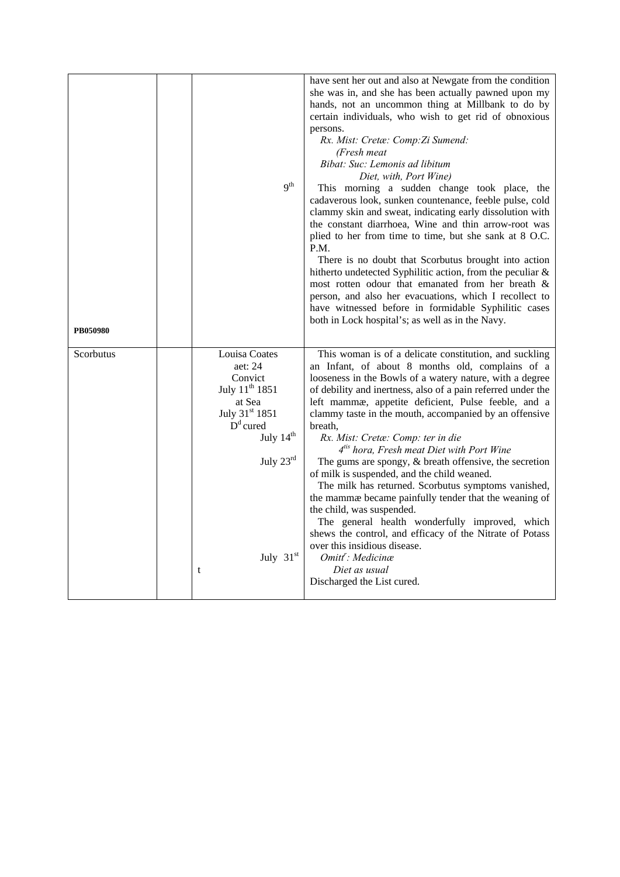| | | | |
|---|---|---|---|
| PB050980 | | 9th | have sent her out and also at Newgate from the condition she was in, and she has been actually pawned upon my hands, not an uncommon thing at Millbank to do by certain individuals, who wish to get rid of obnoxious persons. *Rx. Mist: Cretæ: Comp:Zi Sumend: (Fresh meat Bibat: Suc: Lemonis ad libitum Diet, with, Port Wine)* This morning a sudden change took place, the cadaverous look, sunken countenance, feeble pulse, cold clammy skin and sweat, indicating early dissolution with the constant diarrhoea, Wine and thin arrow-root was plied to her from time to time, but she sank at 8 O.C. P.M. There is no doubt that Scorbutus brought into action hitherto undetected Syphilitic action, from the peculiar & most rotten odour that emanated from her breath & person, and also her evacuations, which I recollect to have witnessed before in formidable Syphilitic cases both in Lock hospital's; as well as in the Navy. |
| Scorbutus | | Louisa Coates aet: 24 Convict July 11th 1851 at Sea July 31st 1851 Dd cured July 14th July 23rd July 31st t | This woman is of a delicate constitution, and suckling an Infant, of about 8 months old, complains of a looseness in the Bowls of a watery nature, with a degree of debility and inertness, also of a pain referred under the left mammæ, appetite deficient, Pulse feeble, and a clammy taste in the mouth, accompanied by an offensive breath, *Rx. Mist: Cretæ: Comp: ter in die 4tis hora, Fresh meat Diet with Port Wine* The gums are spongy, & breath offensive, the secretion of milk is suspended, and the child weaned. The milk has returned. Scorbutus symptoms vanished, the mammæ became painfully tender that the weaning of the child, was suspended. The general health wonderfully improved, which shews the control, and efficacy of the Nitrate of Potass over this insidious disease. *Omittr: Medicinæ Diet as usual* Discharged the List cured. |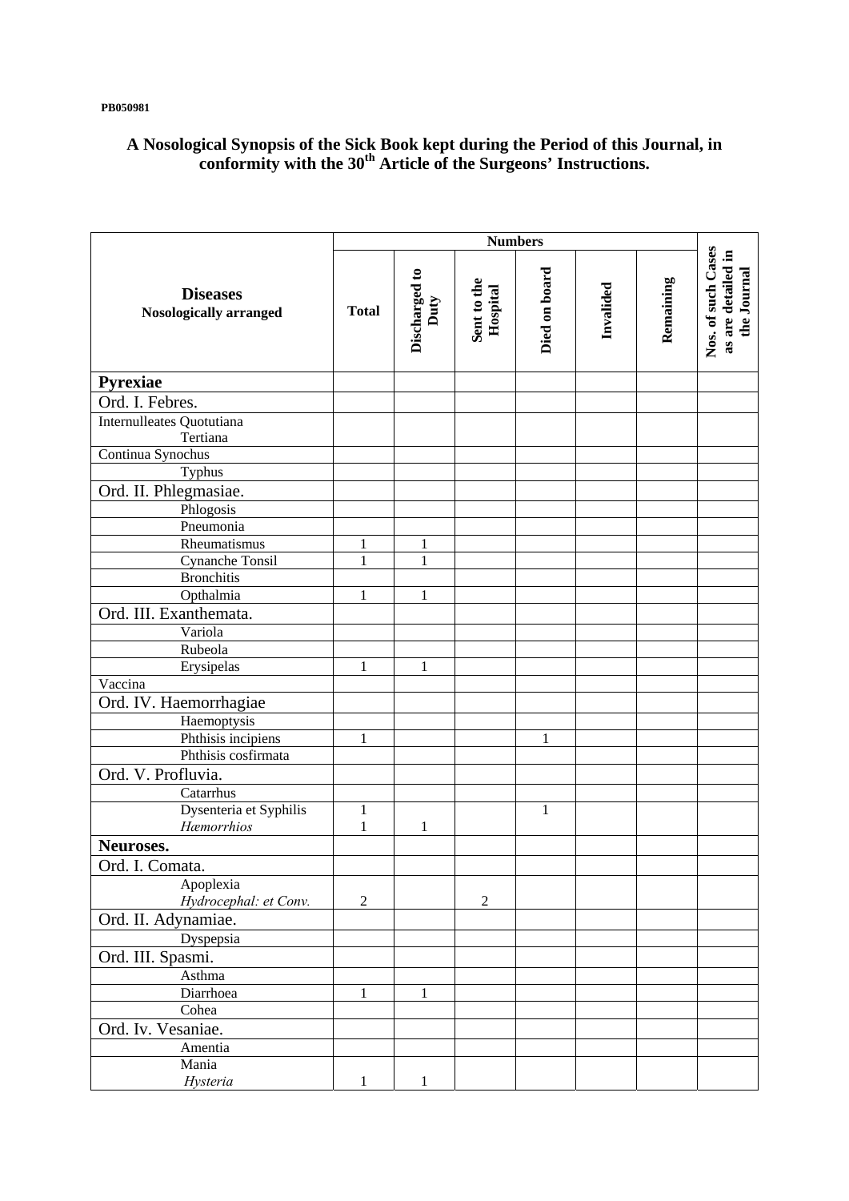PB050981

## A Nosological Synopsis of the Sick Book kept during the Period of this Journal, in conformity with the 30th Article of the Surgeons' Instructions.

| **Diseases** Nosologically arranged | Numbers | | | | | | Nos. of such Cases as are detailed in the Journal |
|---|---|---|---|---|---|---|---|
| | **Total** | **Discharged to Duty** | **Sent to the Hospital** | **Died on board** | **Invalided** | **Remaining** | |
| **Pyrexiae** | | | | | | | |
| Ord. I. Febres. | | | | | | | |
| Internulleates Quotutiana<br>Tertiana | | | | | | | |
| Continua Synochus | | | | | | | |
| Typhus | | | | | | | |
| Ord. II. Phlegmasiae. | | | | | | | |
| Phlogosis | | | | | | | |
| Pneumonia | | | | | | | |
| Rheumatismus | 1 | 1 | | | | | |
| Cynanche Tonsil | 1 | 1 | | | | | |
| Bronchitis | | | | | | | |
| Opthalmia | 1 | 1 | | | | | |
| Ord. III. Exanthemata. | | | | | | | |
| Variola | | | | | | | |
| Rubeola | | | | | | | |
| Erysipelas | 1 | 1 | | | | | |
| Vaccina | | | | | | | |
| Ord. IV. Haemorrhagiae | | | | | | | |
| Haemoptysis | | | | | | | |
| Phthisis incipiens | 1 | | | 1 | | | |
| Phthisis cosfirmata | | | | | | | |
| Ord. V. Profluvia. | | | | | | | |
| Catarrhus | | | | | | | |
| Dysenteria et Syphilis<br>*Hæmorrhios* | 1<br>1 | <br>1 | | 1 | | | |
| **Neuroses.** | | | | | | | |
| Ord. I. Comata. | | | | | | | |
| Apoplexia<br>*Hydrocephal: et Conv.* | <br>2 | | <br>2 | | | | |
| Ord. II. Adynamiae. | | | | | | | |
| Dyspepsia | | | | | | | |
| Ord. III. Spasmi. | | | | | | | |
| Asthma | | | | | | | |
| Diarrhoea | 1 | 1 | | | | | |
| Cohea | | | | | | | |
| Ord. Iv. Vesaniae. | | | | | | | |
| Amentia | | | | | | | |
| Mania<br>*Hysteria* | <br>1 | <br>1 | | | | | |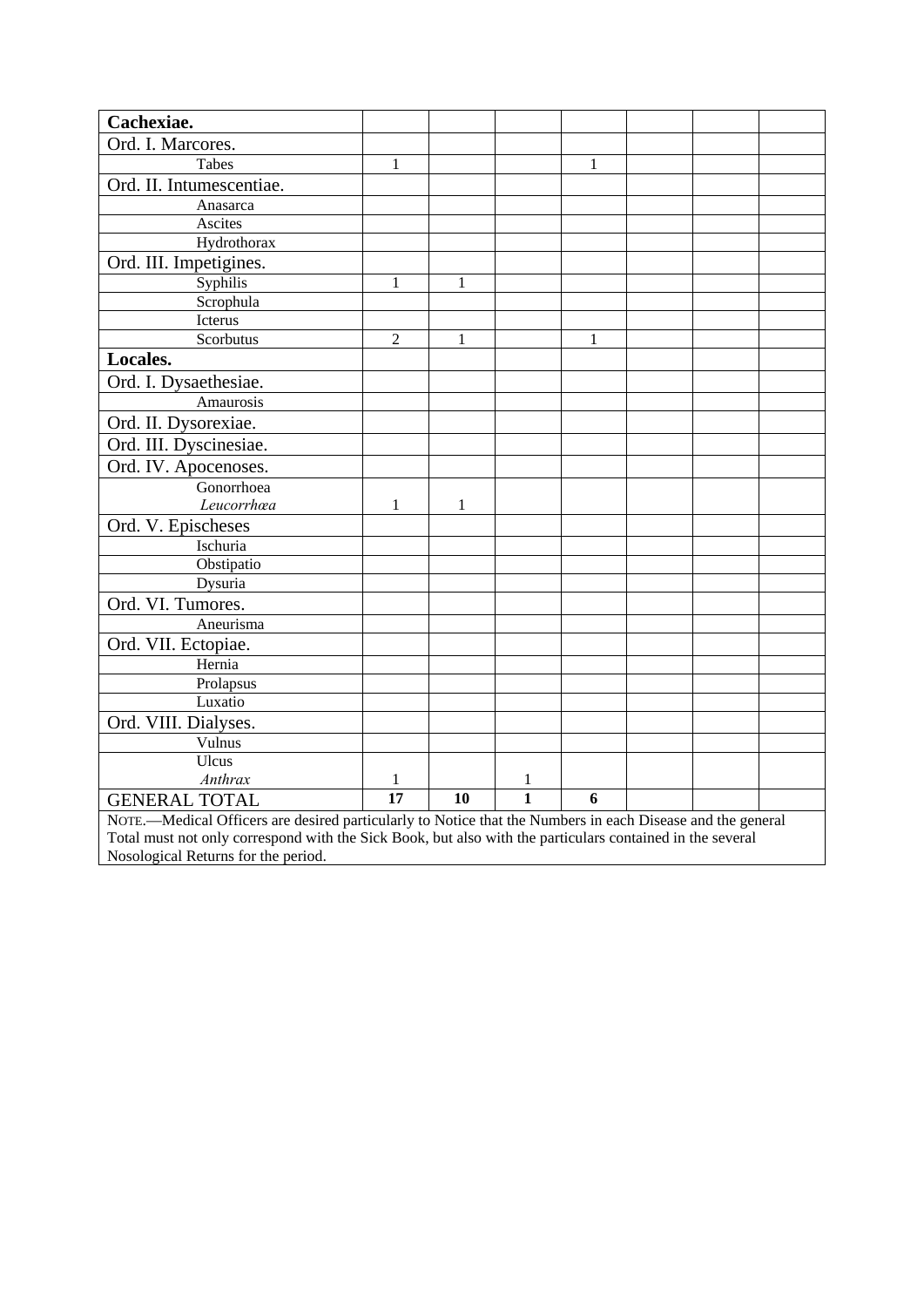| Cachexiae. | | | | | | | |
|---|---|---|---|---|---|---|---|
| Ord. I. Marcores. | | | | | | | |
| Tabes | 1 | | | 1 | | | |
| Ord. II. Intumescentiae. | | | | | | | |
| Anasarca | | | | | | | |
| Ascites | | | | | | | |
| Hydrothorax | | | | | | | |
| Ord. III. Impetigines. | | | | | | | |
| Syphilis | 1 | 1 | | | | | |
| Scrophula | | | | | | | |
| Icterus | | | | | | | |
| Scorbutus | 2 | 1 | | 1 | | | |
| **Locales.** | | | | | | | |
| Ord. I. Dysaethesiae. | | | | | | | |
| Amaurosis | | | | | | | |
| Ord. II. Dysorexiae. | | | | | | | |
| Ord. III. Dyscinesiae. | | | | | | | |
| Ord. IV. Apocenoses. | | | | | | | |
| Gonorrhoea *Leucorrhœa* | 1 | 1 | | | | | |
| Ord. V. Epischeses | | | | | | | |
| Ischuria | | | | | | | |
| Obstipatio | | | | | | | |
| Dysuria | | | | | | | |
| Ord. VI. Tumores. | | | | | | | |
| Aneurisma | | | | | | | |
| Ord. VII. Ectopiae. | | | | | | | |
| Hernia | | | | | | | |
| Prolapsus | | | | | | | |
| Luxatio | | | | | | | |
| Ord. VIII. Dialyses. | | | | | | | |
| Vulnus | | | | | | | |
| Ulcus *Anthrax* | 1 | | 1 | | | | |
| GENERAL TOTAL | **17** | **10** | **1** | **6** | | | |

NOTE.—Medical Officers are desired particularly to Notice that the Numbers in each Disease and the general Total must not only correspond with the Sick Book, but also with the particulars contained in the several Nosological Returns for the period.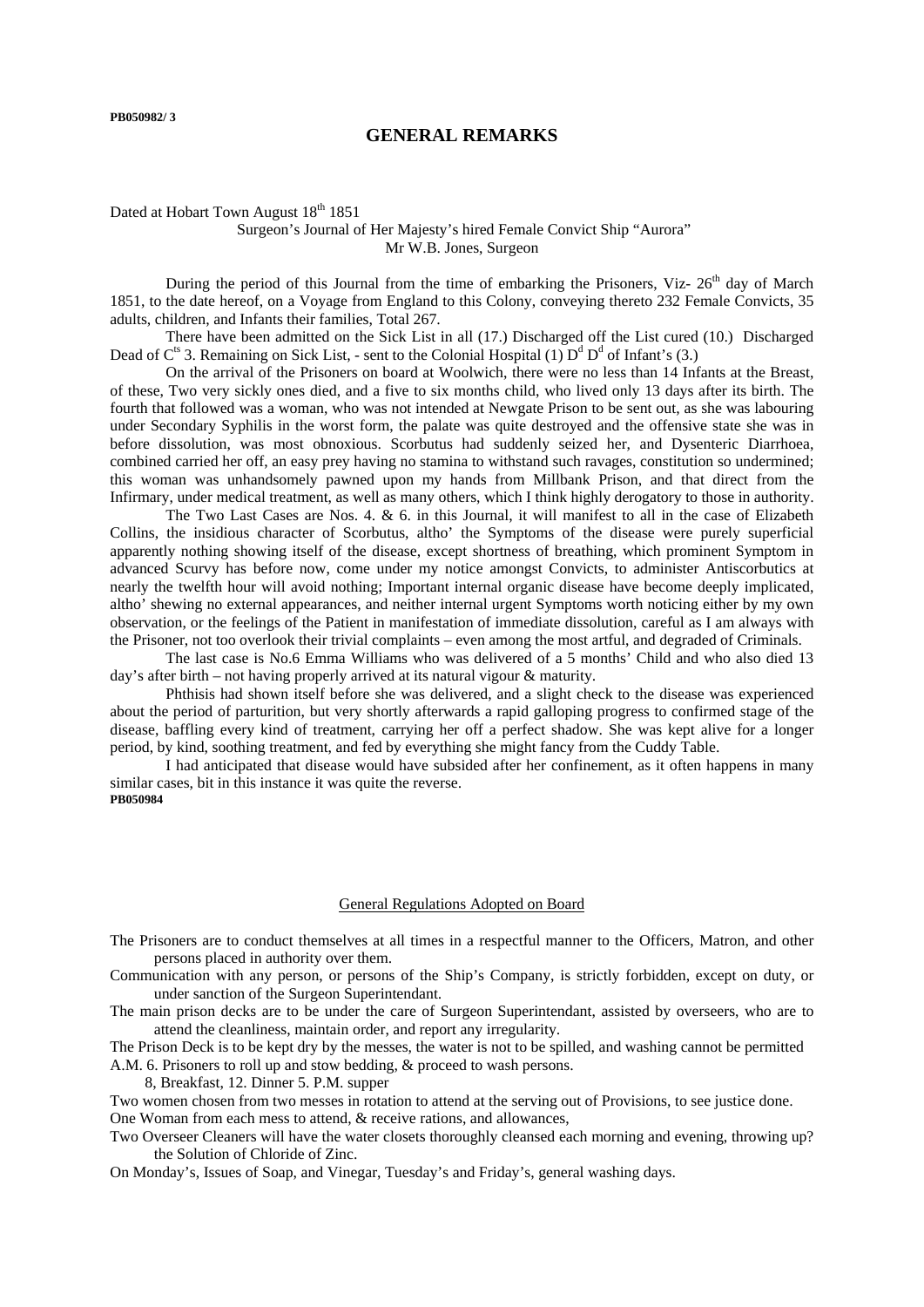PB050982/ 3

## GENERAL REMARKS

Dated at Hobart Town August 18th 1851

Surgeon's Journal of Her Majesty's hired Female Convict Ship "Aurora"
Mr W.B. Jones, Surgeon

During the period of this Journal from the time of embarking the Prisoners, Viz- 26th day of March 1851, to the date hereof, on a Voyage from England to this Colony, conveying thereto 232 Female Convicts, 35 adults, children, and Infants their families, Total 267.

There have been admitted on the Sick List in all (17.) Discharged off the List cured (10.) Discharged Dead of Cts 3. Remaining on Sick List, - sent to the Colonial Hospital (1) Dd Dd of Infant's (3.)

On the arrival of the Prisoners on board at Woolwich, there were no less than 14 Infants at the Breast, of these, Two very sickly ones died, and a five to six months child, who lived only 13 days after its birth. The fourth that followed was a woman, who was not intended at Newgate Prison to be sent out, as she was labouring under Secondary Syphilis in the worst form, the palate was quite destroyed and the offensive state she was in before dissolution, was most obnoxious. Scorbutus had suddenly seized her, and Dysenteric Diarrhoea, combined carried her off, an easy prey having no stamina to withstand such ravages, constitution so undermined; this woman was unhandsomely pawned upon my hands from Millbank Prison, and that direct from the Infirmary, under medical treatment, as well as many others, which I think highly derogatory to those in authority.

The Two Last Cases are Nos. 4. & 6. in this Journal, it will manifest to all in the case of Elizabeth Collins, the insidious character of Scorbutus, altho' the Symptoms of the disease were purely superficial apparently nothing showing itself of the disease, except shortness of breathing, which prominent Symptom in advanced Scurvy has before now, come under my notice amongst Convicts, to administer Antiscorbutics at nearly the twelfth hour will avoid nothing; Important internal organic disease have become deeply implicated, altho' shewing no external appearances, and neither internal urgent Symptoms worth noticing either by my own observation, or the feelings of the Patient in manifestation of immediate dissolution, careful as I am always with the Prisoner, not too overlook their trivial complaints – even among the most artful, and degraded of Criminals.

The last case is No.6 Emma Williams who was delivered of a 5 months' Child and who also died 13 day's after birth – not having properly arrived at its natural vigour & maturity.

Phthisis had shown itself before she was delivered, and a slight check to the disease was experienced about the period of parturition, but very shortly afterwards a rapid galloping progress to confirmed stage of the disease, baffling every kind of treatment, carrying her off a perfect shadow. She was kept alive for a longer period, by kind, soothing treatment, and fed by everything she might fancy from the Cuddy Table.

I had anticipated that disease would have subsided after her confinement, as it often happens in many similar cases, bit in this instance it was quite the reverse.

PB050984

### General Regulations Adopted on Board

The Prisoners are to conduct themselves at all times in a respectful manner to the Officers, Matron, and other persons placed in authority over them.

Communication with any person, or persons of the Ship's Company, is strictly forbidden, except on duty, or under sanction of the Surgeon Superintendant.

The main prison decks are to be under the care of Surgeon Superintendant, assisted by overseers, who are to attend the cleanliness, maintain order, and report any irregularity.

The Prison Deck is to be kept dry by the messes, the water is not to be spilled, and washing cannot be permitted

A.M. 6. Prisoners to roll up and stow bedding, & proceed to wash persons.

8, Breakfast, 12. Dinner 5. P.M. supper

Two women chosen from two messes in rotation to attend at the serving out of Provisions, to see justice done.

One Woman from each mess to attend, & receive rations, and allowances,

Two Overseer Cleaners will have the water closets thoroughly cleansed each morning and evening, throwing up? the Solution of Chloride of Zinc.

On Monday's, Issues of Soap, and Vinegar, Tuesday's and Friday's, general washing days.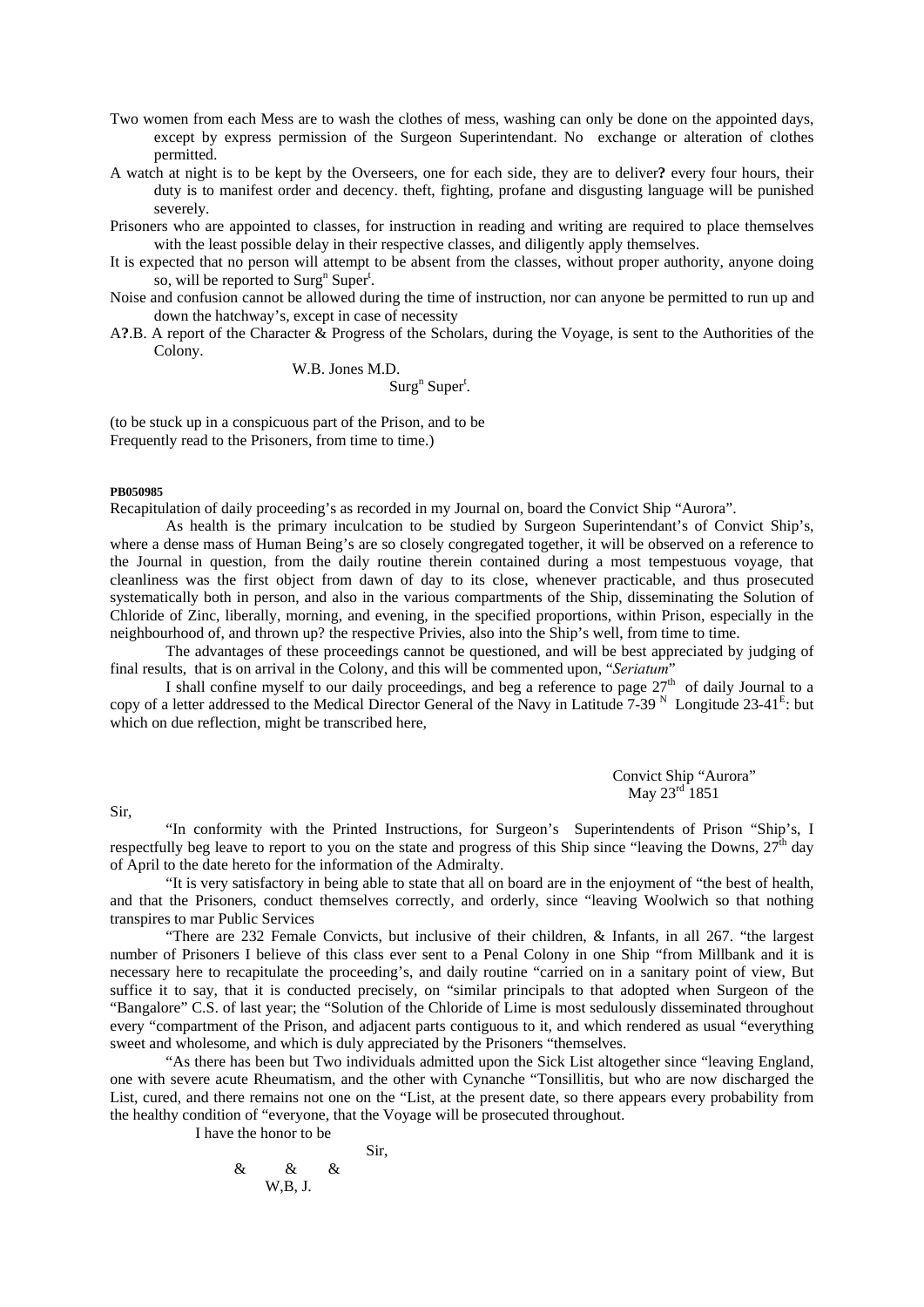Two women from each Mess are to wash the clothes of mess, washing can only be done on the appointed days, except by express permission of the Surgeon Superintendant. No exchange or alteration of clothes permitted.

A watch at night is to be kept by the Overseers, one for each side, they are to deliver**?** every four hours, their duty is to manifest order and decency. theft, fighting, profane and disgusting language will be punished severely.

Prisoners who are appointed to classes, for instruction in reading and writing are required to place themselves with the least possible delay in their respective classes, and diligently apply themselves.

It is expected that no person will attempt to be absent from the classes, without proper authority, anyone doing so, will be reported to Surg[n] Super[t].

Noise and confusion cannot be allowed during the time of instruction, nor can anyone be permitted to run up and down the hatchway's, except in case of necessity

A**?**.B. A report of the Character & Progress of the Scholars, during the Voyage, is sent to the Authorities of the Colony.

W.B. Jones M.D.
Surg[n] Super[t].

(to be stuck up in a conspicuous part of the Prison, and to be
Frequently read to the Prisoners, from time to time.)

**PB050985**

Recapitulation of daily proceeding's as recorded in my Journal on, board the Convict Ship "Aurora".

As health is the primary inculcation to be studied by Surgeon Superintendant's of Convict Ship's, where a dense mass of Human Being's are so closely congregated together, it will be observed on a reference to the Journal in question, from the daily routine therein contained during a most tempestuous voyage, that cleanliness was the first object from dawn of day to its close, whenever practicable, and thus prosecuted systematically both in person, and also in the various compartments of the Ship, disseminating the Solution of Chloride of Zinc, liberally, morning, and evening, in the specified proportions, within Prison, especially in the neighbourhood of, and thrown up? the respective Privies, also into the Ship's well, from time to time.

The advantages of these proceedings cannot be questioned, and will be best appreciated by judging of final results, that is on arrival in the Colony, and this will be commented upon, "*Seriatum*"

I shall confine myself to our daily proceedings, and beg a reference to page 27[th] of daily Journal to a copy of a letter addressed to the Medical Director General of the Navy in Latitude 7-39 [N] Longitude 23-41[E]: but which on due reflection, might be transcribed here,

Convict Ship "Aurora"
May 23[rd] 1851

Sir,

"In conformity with the Printed Instructions, for Surgeon's Superintendents of Prison "Ship's, I respectfully beg leave to report to you on the state and progress of this Ship since "leaving the Downs, 27[th] day of April to the date hereto for the information of the Admiralty.

"It is very satisfactory in being able to state that all on board are in the enjoyment of "the best of health, and that the Prisoners, conduct themselves correctly, and orderly, since "leaving Woolwich so that nothing transpires to mar Public Services

"There are 232 Female Convicts, but inclusive of their children, & Infants, in all 267. "the largest number of Prisoners I believe of this class ever sent to a Penal Colony in one Ship "from Millbank and it is necessary here to recapitulate the proceeding's, and daily routine "carried on in a sanitary point of view, But suffice it to say, that it is conducted precisely, on "similar principals to that adopted when Surgeon of the "Bangalore" C.S. of last year; the "Solution of the Chloride of Lime is most sedulously disseminated throughout every "compartment of the Prison, and adjacent parts contiguous to it, and which rendered as usual "everything sweet and wholesome, and which is duly appreciated by the Prisoners "themselves.

"As there has been but Two individuals admitted upon the Sick List altogether since "leaving England, one with severe acute Rheumatism, and the other with Cynanche "Tonsillitis, but who are now discharged the List, cured, and there remains not one on the "List, at the present date, so there appears every probability from the healthy condition of "everyone, that the Voyage will be prosecuted throughout.

I have the honor to be

Sir,

& & &
W,B, J.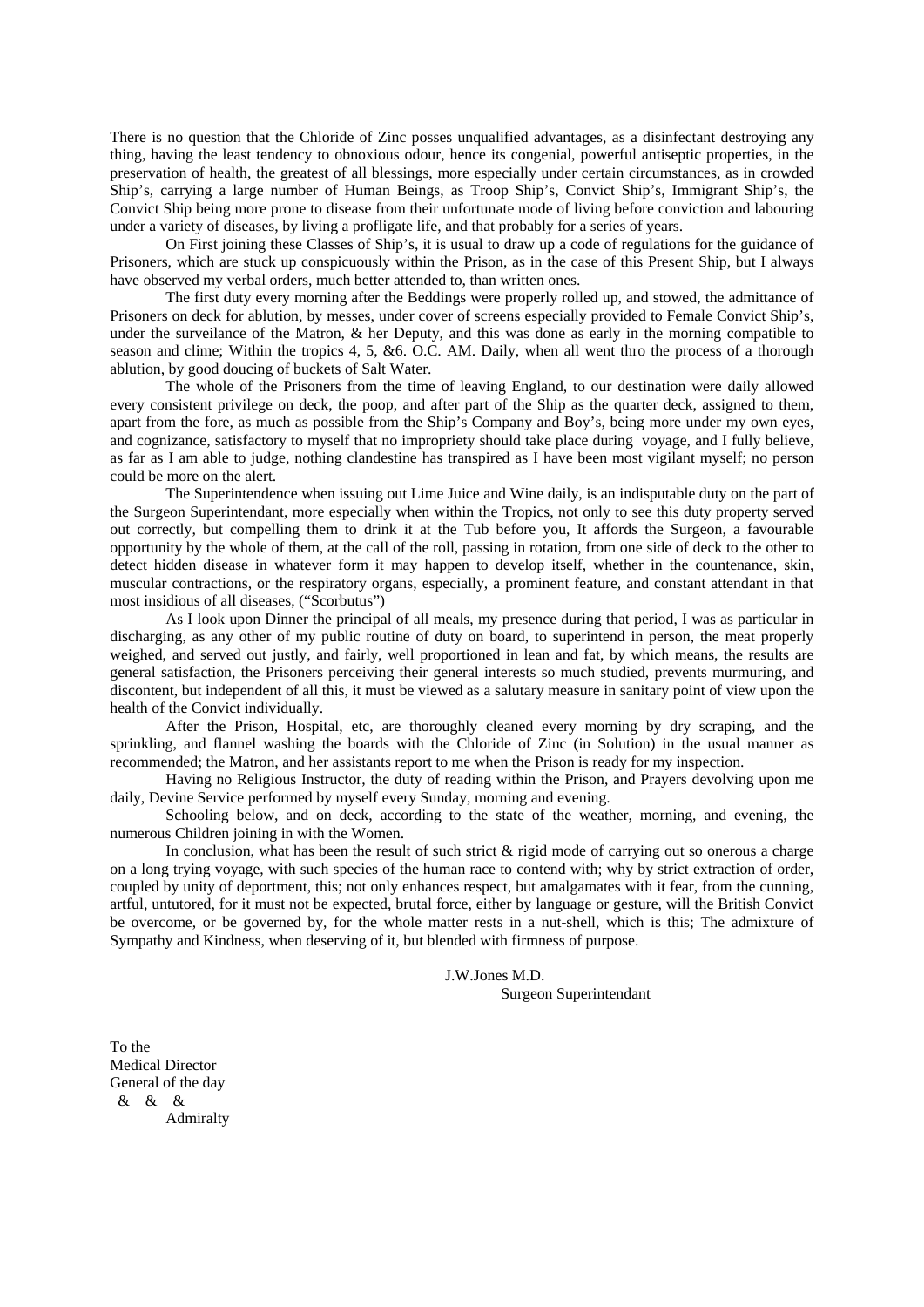There is no question that the Chloride of Zinc posses unqualified advantages, as a disinfectant destroying any thing, having the least tendency to obnoxious odour, hence its congenial, powerful antiseptic properties, in the preservation of health, the greatest of all blessings, more especially under certain circumstances, as in crowded Ship's, carrying a large number of Human Beings, as Troop Ship's, Convict Ship's, Immigrant Ship's, the Convict Ship being more prone to disease from their unfortunate mode of living before conviction and labouring under a variety of diseases, by living a profligate life, and that probably for a series of years.

On First joining these Classes of Ship's, it is usual to draw up a code of regulations for the guidance of Prisoners, which are stuck up conspicuously within the Prison, as in the case of this Present Ship, but I always have observed my verbal orders, much better attended to, than written ones.

The first duty every morning after the Beddings were properly rolled up, and stowed, the admittance of Prisoners on deck for ablution, by messes, under cover of screens especially provided to Female Convict Ship's, under the surveilance of the Matron, & her Deputy, and this was done as early in the morning compatible to season and clime; Within the tropics 4, 5, &6. O.C. AM. Daily, when all went thro the process of a thorough ablution, by good doucing of buckets of Salt Water.

The whole of the Prisoners from the time of leaving England, to our destination were daily allowed every consistent privilege on deck, the poop, and after part of the Ship as the quarter deck, assigned to them, apart from the fore, as much as possible from the Ship's Company and Boy's, being more under my own eyes, and cognizance, satisfactory to myself that no impropriety should take place during voyage, and I fully believe, as far as I am able to judge, nothing clandestine has transpired as I have been most vigilant myself; no person could be more on the alert.

The Superintendence when issuing out Lime Juice and Wine daily, is an indisputable duty on the part of the Surgeon Superintendant, more especially when within the Tropics, not only to see this duty property served out correctly, but compelling them to drink it at the Tub before you, It affords the Surgeon, a favourable opportunity by the whole of them, at the call of the roll, passing in rotation, from one side of deck to the other to detect hidden disease in whatever form it may happen to develop itself, whether in the countenance, skin, muscular contractions, or the respiratory organs, especially, a prominent feature, and constant attendant in that most insidious of all diseases, ("Scorbutus")

As I look upon Dinner the principal of all meals, my presence during that period, I was as particular in discharging, as any other of my public routine of duty on board, to superintend in person, the meat properly weighed, and served out justly, and fairly, well proportioned in lean and fat, by which means, the results are general satisfaction, the Prisoners perceiving their general interests so much studied, prevents murmuring, and discontent, but independent of all this, it must be viewed as a salutary measure in sanitary point of view upon the health of the Convict individually.

After the Prison, Hospital, etc, are thoroughly cleaned every morning by dry scraping, and the sprinkling, and flannel washing the boards with the Chloride of Zinc (in Solution) in the usual manner as recommended; the Matron, and her assistants report to me when the Prison is ready for my inspection.

Having no Religious Instructor, the duty of reading within the Prison, and Prayers devolving upon me daily, Devine Service performed by myself every Sunday, morning and evening.

Schooling below, and on deck, according to the state of the weather, morning, and evening, the numerous Children joining in with the Women.

In conclusion, what has been the result of such strict & rigid mode of carrying out so onerous a charge on a long trying voyage, with such species of the human race to contend with; why by strict extraction of order, coupled by unity of deportment, this; not only enhances respect, but amalgamates with it fear, from the cunning, artful, untutored, for it must not be expected, brutal force, either by language or gesture, will the British Convict be overcome, or be governed by, for the whole matter rests in a nut-shell, which is this; The admixture of Sympathy and Kindness, when deserving of it, but blended with firmness of purpose.

J.W.Jones M.D.
Surgeon Superintendant

To the
Medical Director
General of the day
& & &
Admiralty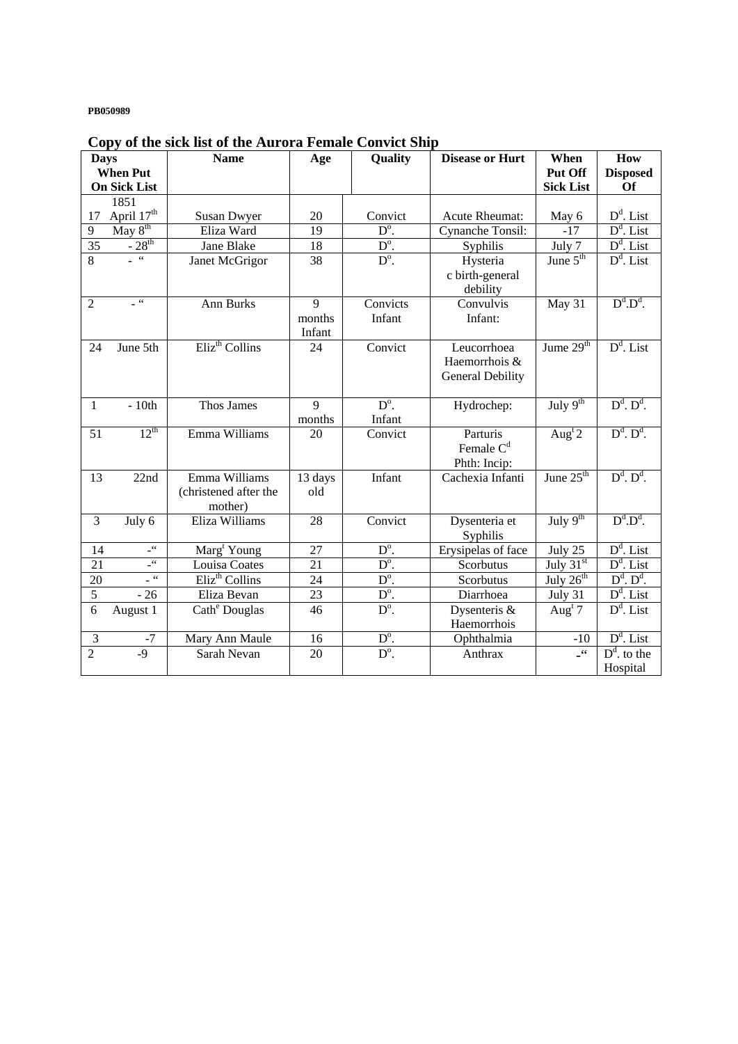PB050989

## Copy of the sick list of the Aurora Female Convict Ship

| Days When Put On Sick List | Name | Age | Quality | Disease or Hurt | When Put Off Sick List | How Disposed Of |
|---|---|---|---|---|---|---|
| 1851<br>17 April 17th | Susan Dwyer | 20 | Convict | Acute Rheumat: | May 6 | Dd. List |
| 9 May 8th | Eliza Ward | 19 | Do. | Cynanche Tonsil: | -17 | Dd. List |
| 35 - 28th | Jane Blake | 18 | Do. | Syphilis | July 7 | Dd. List |
| 8 - " | Janet McGrigor | 38 | Do. | Hysteria c birth-general debility | June 5th | Dd. List |
| 2 - " | Ann Burks | 9 months Infant | Convicts Infant | Convulvis Infant: | May 31 | Dd.Dd. |
| 24 June 5th | Elizth Collins | 24 | Convict | Leucorrhoea Haemorrhois & General Debility | Jume 29th | Dd. List |
| 1 - 10th | Thos James | 9 months | Do. Infant | Hydrochep: | July 9th | Dd. Dd. |
| 51 12th | Emma Williams | 20 | Convict | Parturis Female Cd Phth: Incip: | Augt 2 | Dd. Dd. |
| 13 22nd | Emma Williams (christened after the mother) | 13 days old | Infant | Cachexia Infanti | June 25th | Dd. Dd. |
| 3 July 6 | Eliza Williams | 28 | Convict | Dysenteria et Syphilis | July 9th | Dd.Dd. |
| 14 -" | Margt Young | 27 | Do. | Erysipelas of face | July 25 | Dd. List |
| 21 -" | Louisa Coates | 21 | Do. | Scorbutus | July 31st | Dd. List |
| 20 - " | Elizth Collins | 24 | Do. | Scorbutus | July 26th | Dd. Dd. |
| 5 - 26 | Eliza Bevan | 23 | Do. | Diarrhoea | July 31 | Dd. List |
| 6 August 1 | Cathe Douglas | 46 | Do. | Dysenteris & Haemorrhois | Augt 7 | Dd. List |
| 3 -7 | Mary Ann Maule | 16 | Do. | Ophthalmia | -10 | Dd. List |
| 2 -9 | Sarah Nevan | 20 | Do. | Anthrax | -" | Dd. to the Hospital |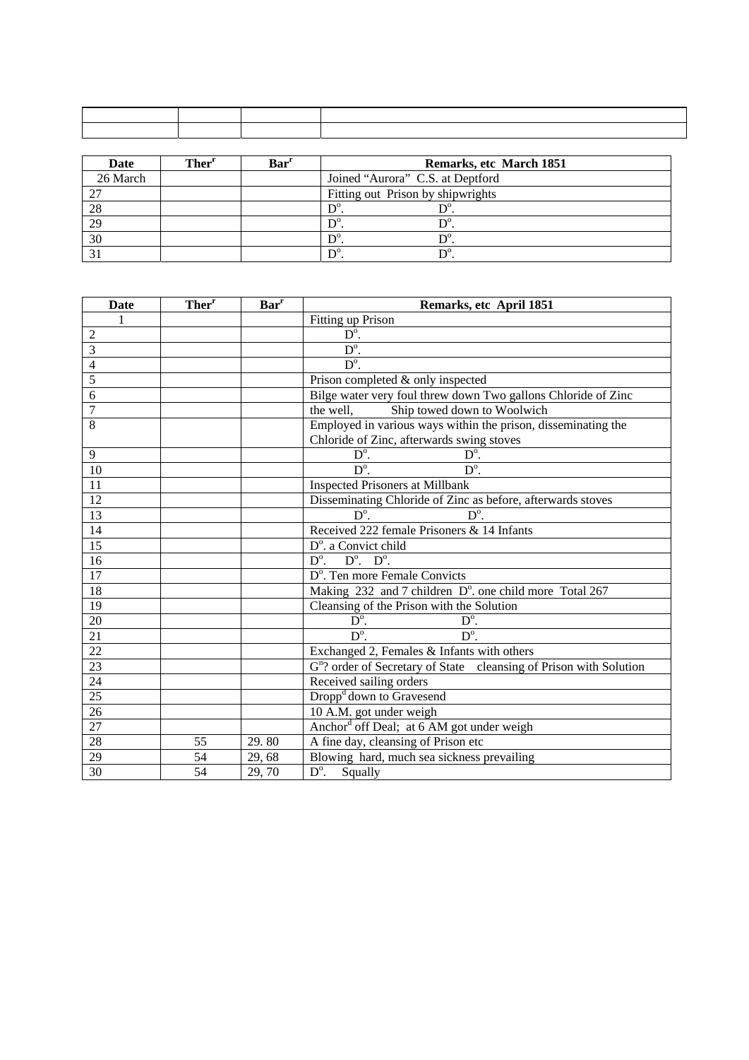| | | | |
|---|---|---|---|
| | | | |

| Date | Ther[r] | Bar[r] | Remarks, etc March 1851 |
|---|---|---|---|
| 26 March | | | Joined "Aurora" C.S. at Deptford |
| 27 | | | Fitting out Prison by shipwrights |
| 28 | | | D[o]. D[o]. |
| 29 | | | D[o]. D[o]. |
| 30 | | | D[o]. D[o]. |
| 31 | | | D[o]. D[o]. |

| Date | Ther[r] | Bar[r] | Remarks, etc April 1851 |
|---|---|---|---|
| 1 | | | Fitting up Prison |
| 2 | | | D[o]. |
| 3 | | | D[o]. |
| 4 | | | D[o]. |
| 5 | | | Prison completed & only inspected |
| 6 | | | Bilge water very foul threw down Two gallons Chloride of Zinc |
| 7 | | | the well, Ship towed down to Woolwich |
| 8 | | | Employed in various ways within the prison, disseminating the Chloride of Zinc, afterwards swing stoves |
| 9 | | | D[o]. D[o]. |
| 10 | | | D[o]. D[o]. |
| 11 | | | Inspected Prisoners at Millbank |
| 12 | | | Disseminating Chloride of Zinc as before, afterwards stoves |
| 13 | | | D[o]. D[o]. |
| 14 | | | Received 222 female Prisoners & 14 Infants |
| 15 | | | D[o]. a Convict child |
| 16 | | | D[o]. D[o]. D[o]. |
| 17 | | | D[o]. Ten more Female Convicts |
| 18 | | | Making 232 and 7 children D[o]. one child more Total 267 |
| 19 | | | Cleansing of the Prison with the Solution |
| 20 | | | D[o]. D[o]. |
| 21 | | | D[o]. D[o]. |
| 22 | | | Exchanged 2, Females & Infants with others |
| 23 | | | G[n]? order of Secretary of State cleansing of Prison with Solution |
| 24 | | | Received sailing orders |
| 25 | | | Dropp[d] down to Gravesend |
| 26 | | | 10 A.M. got under weigh |
| 27 | | | Anchor[d] off Deal; at 6 AM got under weigh |
| 28 | 55 | 29. 80 | A fine day, cleansing of Prison etc |
| 29 | 54 | 29, 68 | Blowing hard, much sea sickness prevailing |
| 30 | 54 | 29, 70 | D[o]. Squally |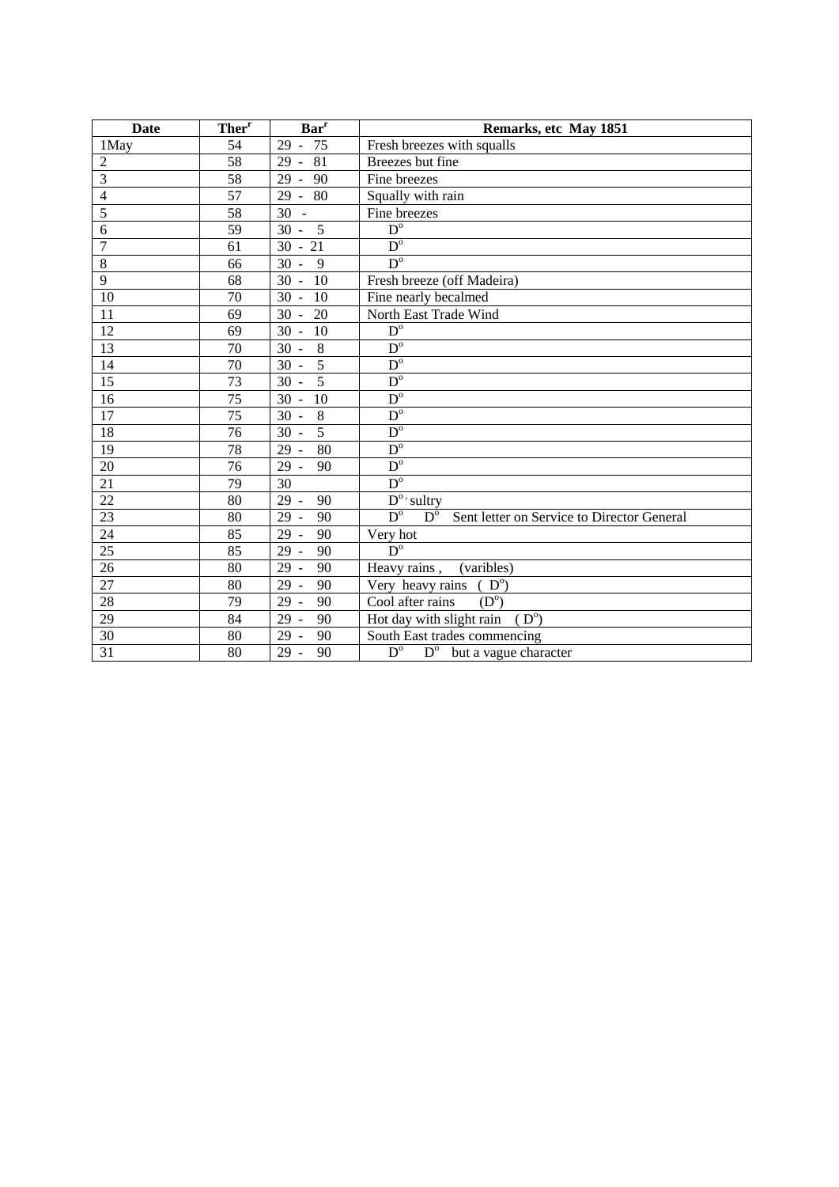| Date | Ther[r] | Bar[r] | Remarks, etc May 1851 |
| --- | --- | --- | --- |
| 1May | 54 | 29 - 75 | Fresh breezes with squalls |
| 2 | 58 | 29 - 81 | Breezes but fine |
| 3 | 58 | 29 - 90 | Fine breezes |
| 4 | 57 | 29 - 80 | Squally with rain |
| 5 | 58 | 30 - | Fine breezes |
| 6 | 59 | 30 - 5 | D[o] |
| 7 | 61 | 30 - 21 | D[o] |
| 8 | 66 | 30 - 9 | D[o] |
| 9 | 68 | 30 - 10 | Fresh breeze (off Madeira) |
| 10 | 70 | 30 - 10 | Fine nearly becalmed |
| 11 | 69 | 30 - 20 | North East Trade Wind |
| 12 | 69 | 30 - 10 | D[o] |
| 13 | 70 | 30 - 8 | D[o] |
| 14 | 70 | 30 - 5 | D[o] |
| 15 | 73 | 30 - 5 | D[o] |
| 16 | 75 | 30 - 10 | D[o] |
| 17 | 75 | 30 - 8 | D[o] |
| 18 | 76 | 30 - 5 | D[o] |
| 19 | 78 | 29 - 80 | D[o] |
| 20 | 76 | 29 - 90 | D[o] |
| 21 | 79 | 30 | D[o] |
| 22 | 80 | 29 - 90 | D[o], sultry |
| 23 | 80 | 29 - 90 | D[o] D[o] Sent letter on Service to Director General |
| 24 | 85 | 29 - 90 | Very hot |
| 25 | 85 | 29 - 90 | D[o] |
| 26 | 80 | 29 - 90 | Heavy rains , (varibles) |
| 27 | 80 | 29 - 90 | Very heavy rains ( D[o]) |
| 28 | 79 | 29 - 90 | Cool after rains (D[o]) |
| 29 | 84 | 29 - 90 | Hot day with slight rain ( D[o]) |
| 30 | 80 | 29 - 90 | South East trades commencing |
| 31 | 80 | 29 - 90 | D[o] D[o] but a vague character |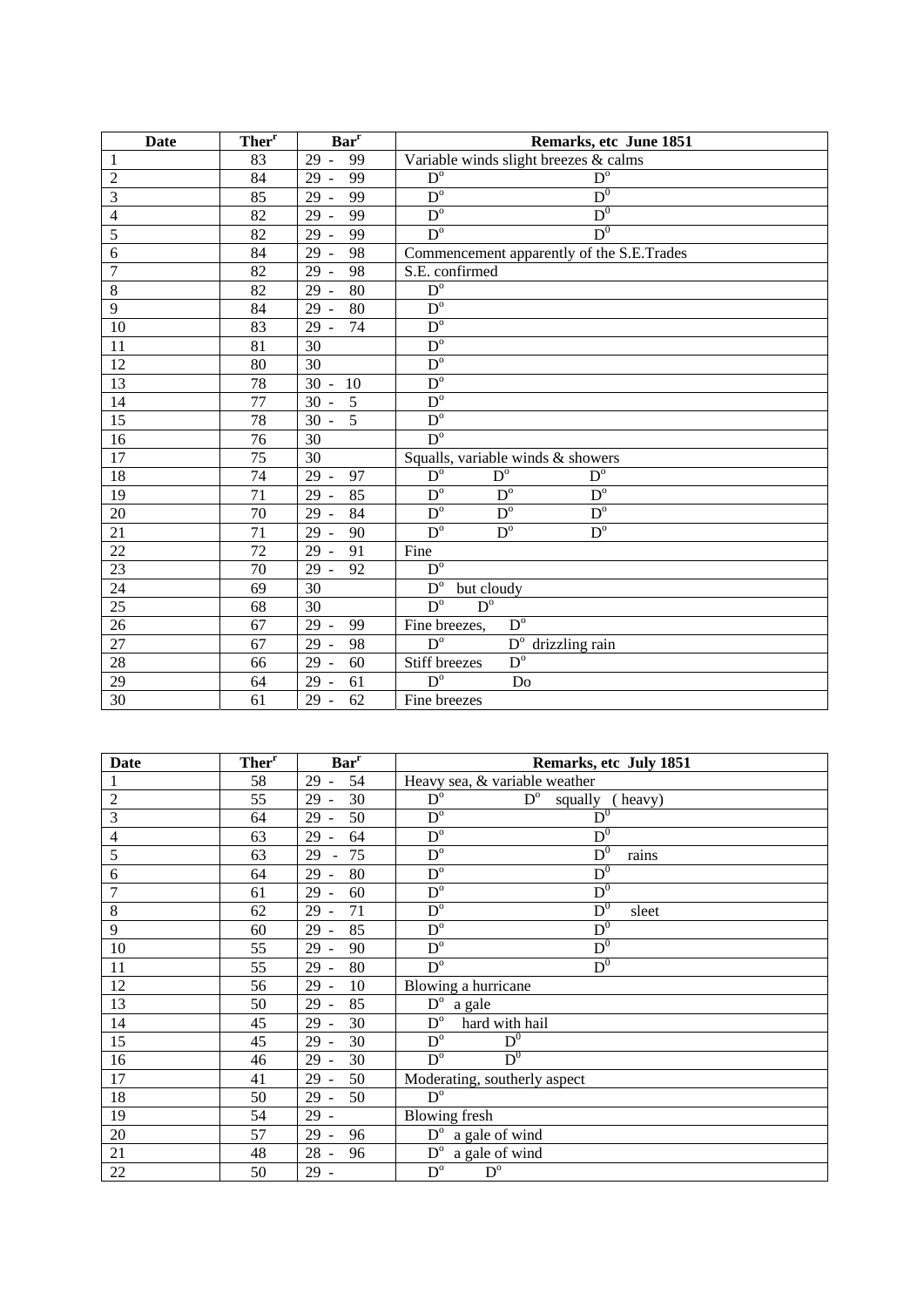| Date | Ther$^{r}$ | Bar$^{r}$ | Remarks, etc June 1851 |
|---|---|---|---|
| 1 | 83 | 29 - 99 | Variable winds slight breezes & calms |
| 2 | 84 | 29 - 99 | D$^{o}$ D$^{o}$ |
| 3 | 85 | 29 - 99 | D$^{o}$ D$^{0}$ |
| 4 | 82 | 29 - 99 | D$^{o}$ D$^{0}$ |
| 5 | 82 | 29 - 99 | D$^{o}$ D$^{0}$ |
| 6 | 84 | 29 - 98 | Commencement apparently of the S.E.Trades |
| 7 | 82 | 29 - 98 | S.E. confirmed |
| 8 | 82 | 29 - 80 | D$^{o}$ |
| 9 | 84 | 29 - 80 | D$^{o}$ |
| 10 | 83 | 29 - 74 | D$^{o}$ |
| 11 | 81 | 30 | D$^{o}$ |
| 12 | 80 | 30 | D$^{o}$ |
| 13 | 78 | 30 - 10 | D$^{o}$ |
| 14 | 77 | 30 - 5 | D$^{o}$ |
| 15 | 78 | 30 - 5 | D$^{o}$ |
| 16 | 76 | 30 | D$^{o}$ |
| 17 | 75 | 30 | Squalls, variable winds & showers |
| 18 | 74 | 29 - 97 | D$^{o}$ D$^{o}$ D$^{o}$ |
| 19 | 71 | 29 - 85 | D$^{o}$ D$^{o}$ D$^{o}$ |
| 20 | 70 | 29 - 84 | D$^{o}$ D$^{o}$ D$^{o}$ |
| 21 | 71 | 29 - 90 | D$^{o}$ D$^{o}$ D$^{o}$ |
| 22 | 72 | 29 - 91 | Fine |
| 23 | 70 | 29 - 92 | D$^{o}$ |
| 24 | 69 | 30 | D$^{o}$ but cloudy |
| 25 | 68 | 30 | D$^{o}$ D$^{o}$ |
| 26 | 67 | 29 - 99 | Fine breezes, D$^{o}$ |
| 27 | 67 | 29 - 98 | D$^{o}$ D$^{o}$ drizzling rain |
| 28 | 66 | 29 - 60 | Stiff breezes D$^{o}$ |
| 29 | 64 | 29 - 61 | D$^{o}$ Do |
| 30 | 61 | 29 - 62 | Fine breezes |

| Date | Ther$^{r}$ | Bar$^{r}$ | Remarks, etc July 1851 |
|---|---|---|---|
| 1 | 58 | 29 - 54 | Heavy sea, & variable weather |
| 2 | 55 | 29 - 30 | D$^{o}$ D$^{o}$ squally ( heavy) |
| 3 | 64 | 29 - 50 | D$^{o}$ D$^{0}$ |
| 4 | 63 | 29 - 64 | D$^{o}$ D$^{0}$ |
| 5 | 63 | 29 - 75 | D$^{o}$ D$^{0}$ rains |
| 6 | 64 | 29 - 80 | D$^{o}$ D$^{0}$ |
| 7 | 61 | 29 - 60 | D$^{o}$ D$^{0}$ |
| 8 | 62 | 29 - 71 | D$^{o}$ D$^{0}$ sleet |
| 9 | 60 | 29 - 85 | D$^{o}$ D$^{0}$ |
| 10 | 55 | 29 - 90 | D$^{o}$ D$^{0}$ |
| 11 | 55 | 29 - 80 | D$^{o}$ D$^{0}$ |
| 12 | 56 | 29 - 10 | Blowing a hurricane |
| 13 | 50 | 29 - 85 | D$^{o}$ a gale |
| 14 | 45 | 29 - 30 | D$^{o}$ hard with hail |
| 15 | 45 | 29 - 30 | D$^{o}$ D$^{0}$ |
| 16 | 46 | 29 - 30 | D$^{o}$ D$^{0}$ |
| 17 | 41 | 29 - 50 | Moderating, southerly aspect |
| 18 | 50 | 29 - 50 | D$^{o}$ |
| 19 | 54 | 29 - | Blowing fresh |
| 20 | 57 | 29 - 96 | D$^{o}$ a gale of wind |
| 21 | 48 | 28 - 96 | D$^{o}$ a gale of wind |
| 22 | 50 | 29 - | D$^{o}$ D$^{o}$ |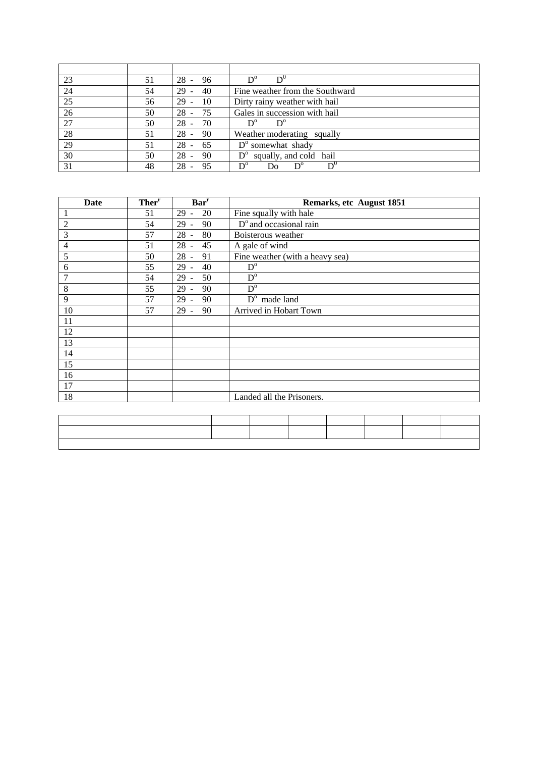| | | | |
|---|---|---|---|
| 23 | 51 | 28 - 96 | D° D° |
| 24 | 54 | 29 - 40 | Fine weather from the Southward |
| 25 | 56 | 29 - 10 | Dirty rainy weather with hail |
| 26 | 50 | 28 - 75 | Gales in succession with hail |
| 27 | 50 | 28 - 70 | D° D° |
| 28 | 51 | 28 - 90 | Weather moderating squally |
| 29 | 51 | 28 - 65 | D° somewhat shady |
| 30 | 50 | 28 - 90 | D° squally, and cold hail |
| 31 | 48 | 28 - 95 | D° Do D° D° |

| Date | Ther^r | Bar^r | Remarks, etc August 1851 |
|---|---|---|---|
| 1 | 51 | 29 - 20 | Fine squally with hale |
| 2 | 54 | 29 - 90 | D° and occasional rain |
| 3 | 57 | 28 - 80 | Boisterous weather |
| 4 | 51 | 28 - 45 | A gale of wind |
| 5 | 50 | 28 - 91 | Fine weather (with a heavy sea) |
| 6 | 55 | 29 - 40 | D° |
| 7 | 54 | 29 - 50 | D° |
| 8 | 55 | 29 - 90 | D° |
| 9 | 57 | 29 - 90 | D° made land |
| 10 | 57 | 29 - 90 | Arrived in Hobart Town |
| 11 | | | |
| 12 | | | |
| 13 | | | |
| 14 | | | |
| 15 | | | |
| 16 | | | |
| 17 | | | |
| 18 | | | Landed all the Prisoners. |